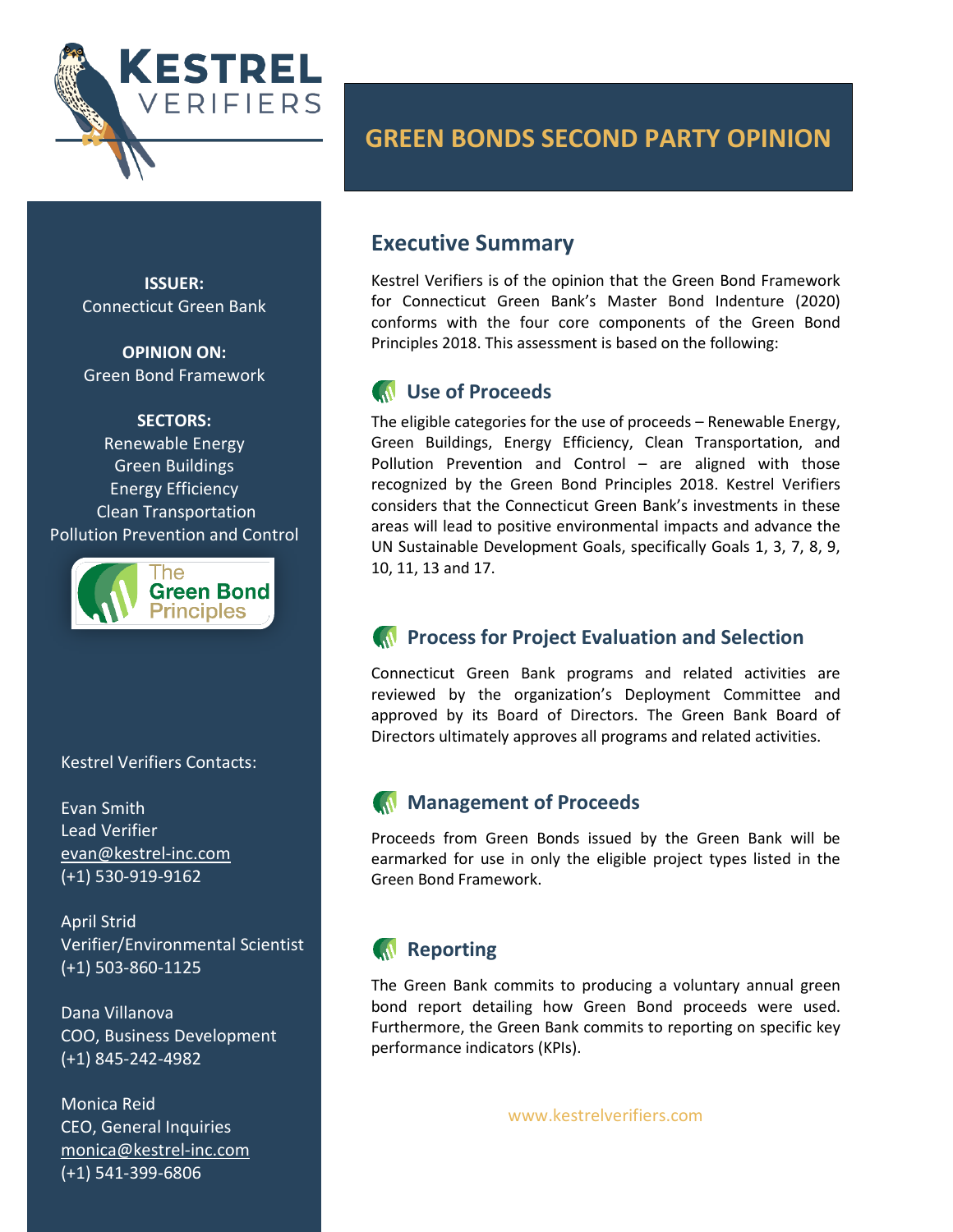# GREEN BONDS SECOND PARTY OPINION

**ISSUER:**
Connecticut Green Bank

**OPINION ON:**
Green Bond Framework

**SECTORS:**
Renewable Energy
Green Buildings
Energy Efficiency
Clean Transportation
Pollution Prevention and Control

Kestrel Verifiers Contacts:

Evan Smith
Lead Verifier
evan@kestrel-inc.com
(+1) 530-919-9162

April Strid
Verifier/Environmental Scientist
(+1) 503-860-1125

Dana Villanova
COO, Business Development
(+1) 845-242-4982

Monica Reid
CEO, General Inquiries
monica@kestrel-inc.com
(+1) 541-399-6806

## Executive Summary

Kestrel Verifiers is of the opinion that the Green Bond Framework for Connecticut Green Bank's Master Bond Indenture (2020) conforms with the four core components of the Green Bond Principles 2018. This assessment is based on the following:

### Use of Proceeds

The eligible categories for the use of proceeds – Renewable Energy, Green Buildings, Energy Efficiency, Clean Transportation, and Pollution Prevention and Control – are aligned with those recognized by the Green Bond Principles 2018. Kestrel Verifiers considers that the Connecticut Green Bank's investments in these areas will lead to positive environmental impacts and advance the UN Sustainable Development Goals, specifically Goals 1, 3, 7, 8, 9, 10, 11, 13 and 17.

### Process for Project Evaluation and Selection

Connecticut Green Bank programs and related activities are reviewed by the organization's Deployment Committee and approved by its Board of Directors. The Green Bank Board of Directors ultimately approves all programs and related activities.

### Management of Proceeds

Proceeds from Green Bonds issued by the Green Bank will be earmarked for use in only the eligible project types listed in the Green Bond Framework.

### Reporting

The Green Bank commits to producing a voluntary annual green bond report detailing how Green Bond proceeds were used. Furthermore, the Green Bank commits to reporting on specific key performance indicators (KPIs).

www.kestrelverifiers.com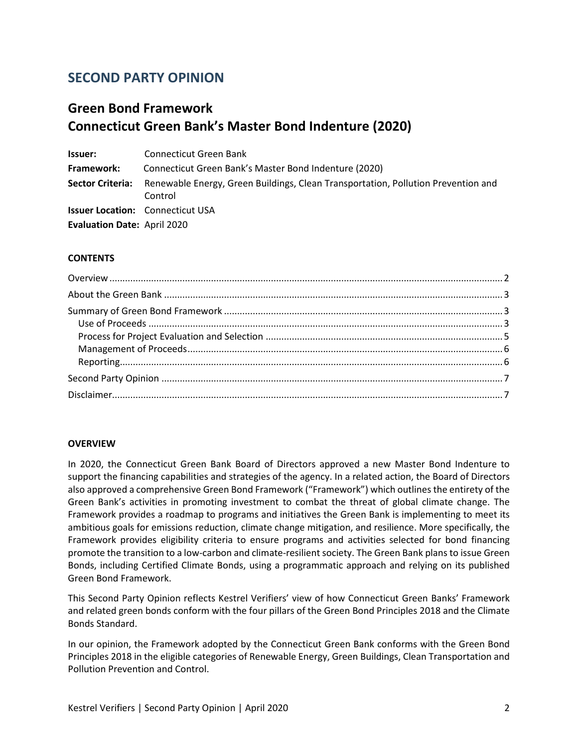## SECOND PARTY OPINION

## Green Bond Framework
## Connecticut Green Bank's Master Bond Indenture (2020)

**Issuer:** Connecticut Green Bank
**Framework:** Connecticut Green Bank's Master Bond Indenture (2020)
**Sector Criteria:** Renewable Energy, Green Buildings, Clean Transportation, Pollution Prevention and Control
**Issuer Location:** Connecticut USA
**Evaluation Date:** April 2020

**CONTENTS**

- Overview ..... 2
- About the Green Bank ..... 3
- Summary of Green Bond Framework ..... 3
  - Use of Proceeds ..... 3
  - Process for Project Evaluation and Selection ..... 5
  - Management of Proceeds ..... 6
  - Reporting ..... 6
- Second Party Opinion ..... 7
- Disclaimer ..... 7

**OVERVIEW**

In 2020, the Connecticut Green Bank Board of Directors approved a new Master Bond Indenture to support the financing capabilities and strategies of the agency. In a related action, the Board of Directors also approved a comprehensive Green Bond Framework ("Framework") which outlines the entirety of the Green Bank's activities in promoting investment to combat the threat of global climate change. The Framework provides a roadmap to programs and initiatives the Green Bank is implementing to meet its ambitious goals for emissions reduction, climate change mitigation, and resilience. More specifically, the Framework provides eligibility criteria to ensure programs and activities selected for bond financing promote the transition to a low-carbon and climate-resilient society. The Green Bank plans to issue Green Bonds, including Certified Climate Bonds, using a programmatic approach and relying on its published Green Bond Framework.

This Second Party Opinion reflects Kestrel Verifiers' view of how Connecticut Green Banks' Framework and related green bonds conform with the four pillars of the Green Bond Principles 2018 and the Climate Bonds Standard.

In our opinion, the Framework adopted by the Connecticut Green Bank conforms with the Green Bond Principles 2018 in the eligible categories of Renewable Energy, Green Buildings, Clean Transportation and Pollution Prevention and Control.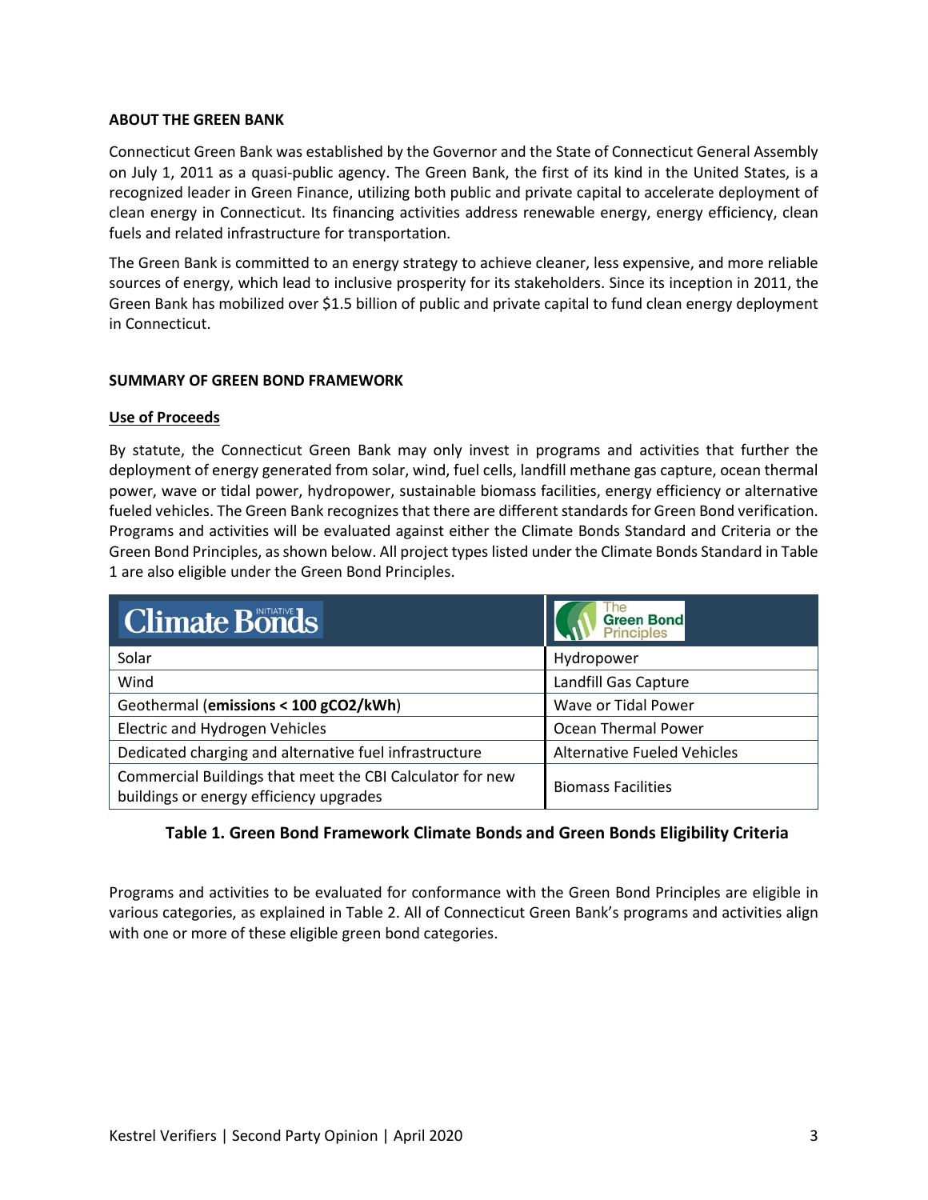## ABOUT THE GREEN BANK

Connecticut Green Bank was established by the Governor and the State of Connecticut General Assembly on July 1, 2011 as a quasi-public agency. The Green Bank, the first of its kind in the United States, is a recognized leader in Green Finance, utilizing both public and private capital to accelerate deployment of clean energy in Connecticut. Its financing activities address renewable energy, energy efficiency, clean fuels and related infrastructure for transportation.

The Green Bank is committed to an energy strategy to achieve cleaner, less expensive, and more reliable sources of energy, which lead to inclusive prosperity for its stakeholders. Since its inception in 2011, the Green Bank has mobilized over $1.5 billion of public and private capital to fund clean energy deployment in Connecticut.

## SUMMARY OF GREEN BOND FRAMEWORK

### Use of Proceeds

By statute, the Connecticut Green Bank may only invest in programs and activities that further the deployment of energy generated from solar, wind, fuel cells, landfill methane gas capture, ocean thermal power, wave or tidal power, hydropower, sustainable biomass facilities, energy efficiency or alternative fueled vehicles. The Green Bank recognizes that there are different standards for Green Bond verification. Programs and activities will be evaluated against either the Climate Bonds Standard and Criteria or the Green Bond Principles, as shown below. All project types listed under the Climate Bonds Standard in Table 1 are also eligible under the Green Bond Principles.

| Climate Bonds Initiative | The Green Bond Principles |
|---|---|
| Solar | Hydropower |
| Wind | Landfill Gas Capture |
| Geothermal (**emissions < 100 gCO2/kWh**) | Wave or Tidal Power |
| Electric and Hydrogen Vehicles | Ocean Thermal Power |
| Dedicated charging and alternative fuel infrastructure | Alternative Fueled Vehicles |
| Commercial Buildings that meet the CBI Calculator for new buildings or energy efficiency upgrades | Biomass Facilities |

**Table 1. Green Bond Framework Climate Bonds and Green Bonds Eligibility Criteria**

Programs and activities to be evaluated for conformance with the Green Bond Principles are eligible in various categories, as explained in Table 2. All of Connecticut Green Bank's programs and activities align with one or more of these eligible green bond categories.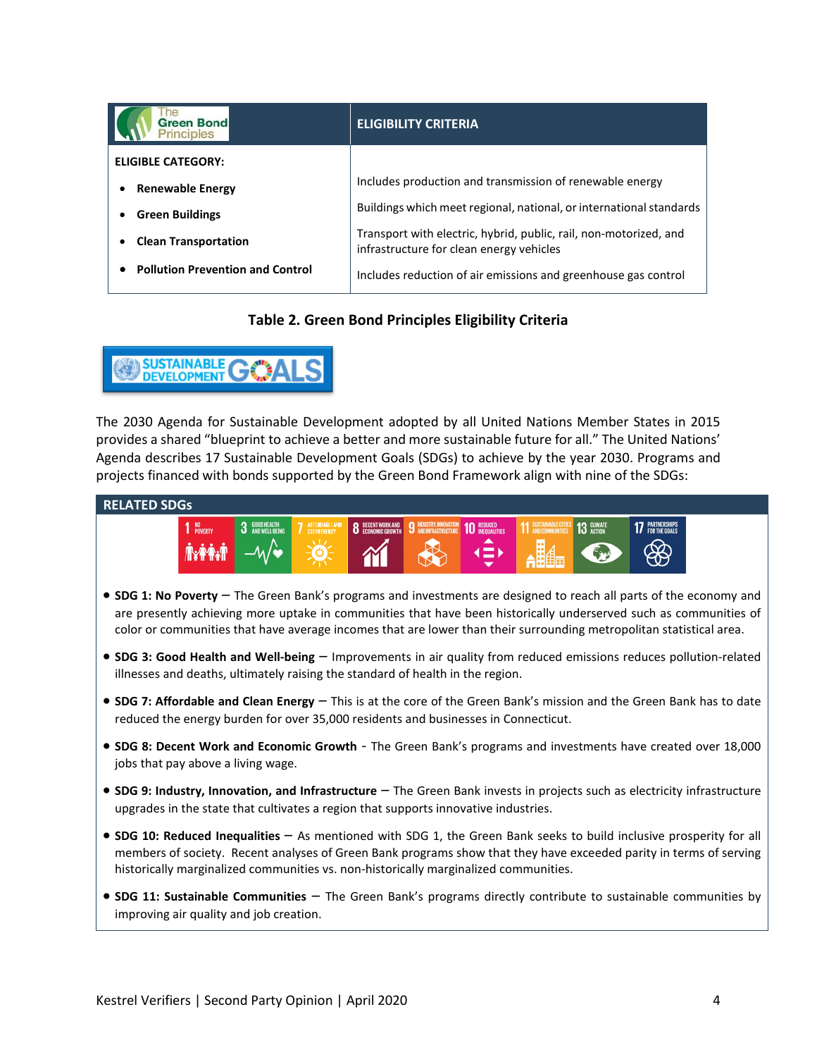| The Green Bond Principles | ELIGIBILITY CRITERIA |
| --- | --- |
| **ELIGIBLE CATEGORY:** | |
| • **Renewable Energy** | Includes production and transmission of renewable energy |
| • **Green Buildings** | Buildings which meet regional, national, or international standards |
| • **Clean Transportation** | Transport with electric, hybrid, public, rail, non-motorized, and infrastructure for clean energy vehicles |
| • **Pollution Prevention and Control** | Includes reduction of air emissions and greenhouse gas control |

**Table 2. Green Bond Principles Eligibility Criteria**

SUSTAINABLE DEVELOPMENT GOALS

The 2030 Agenda for Sustainable Development adopted by all United Nations Member States in 2015 provides a shared "blueprint to achieve a better and more sustainable future for all." The United Nations' Agenda describes 17 Sustainable Development Goals (SDGs) to achieve by the year 2030. Programs and projects financed with bonds supported by the Green Bond Framework align with nine of the SDGs:

**RELATED SDGs**

1 NO POVERTY | 3 GOOD HEALTH AND WELL-BEING | 7 AFFORDABLE AND CLEAN ENERGY | 8 DECENT WORK AND ECONOMIC GROWTH | 9 INDUSTRY, INNOVATION AND INFRASTRUCTURE | 10 REDUCED INEQUALITIES | 11 SUSTAINABLE CITIES AND COMMUNITIES | 13 CLIMATE ACTION | 17 PARTNERSHIPS FOR THE GOALS

- **SDG 1: No Poverty** – The Green Bank's programs and investments are designed to reach all parts of the economy and are presently achieving more uptake in communities that have been historically underserved such as communities of color or communities that have average incomes that are lower than their surrounding metropolitan statistical area.
- **SDG 3: Good Health and Well-being** – Improvements in air quality from reduced emissions reduces pollution-related illnesses and deaths, ultimately raising the standard of health in the region.
- **SDG 7: Affordable and Clean Energy** – This is at the core of the Green Bank's mission and the Green Bank has to date reduced the energy burden for over 35,000 residents and businesses in Connecticut.
- **SDG 8: Decent Work and Economic Growth** - The Green Bank's programs and investments have created over 18,000 jobs that pay above a living wage.
- **SDG 9: Industry, Innovation, and Infrastructure** – The Green Bank invests in projects such as electricity infrastructure upgrades in the state that cultivates a region that supports innovative industries.
- **SDG 10: Reduced Inequalities** – As mentioned with SDG 1, the Green Bank seeks to build inclusive prosperity for all members of society. Recent analyses of Green Bank programs show that they have exceeded parity in terms of serving historically marginalized communities vs. non-historically marginalized communities.
- **SDG 11: Sustainable Communities** – The Green Bank's programs directly contribute to sustainable communities by improving air quality and job creation.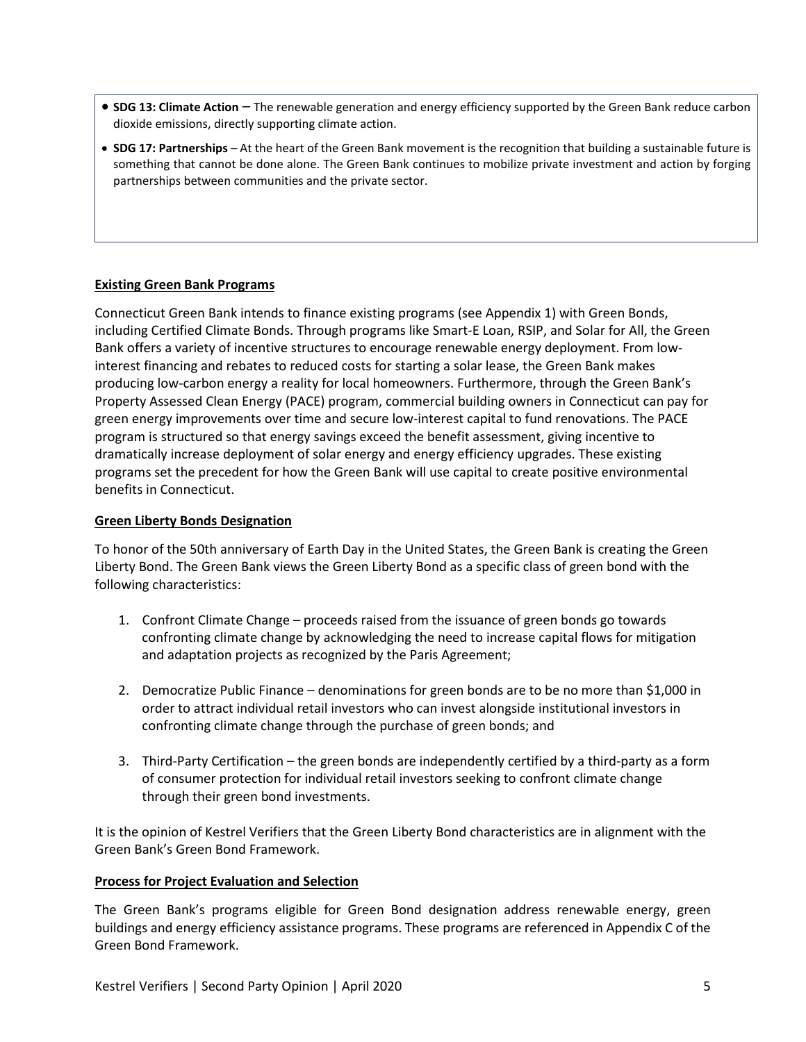- **SDG 13: Climate Action** – The renewable generation and energy efficiency supported by the Green Bank reduce carbon dioxide emissions, directly supporting climate action.
- **SDG 17: Partnerships** – At the heart of the Green Bank movement is the recognition that building a sustainable future is something that cannot be done alone. The Green Bank continues to mobilize private investment and action by forging partnerships between communities and the private sector.

**Existing Green Bank Programs**

Connecticut Green Bank intends to finance existing programs (see Appendix 1) with Green Bonds, including Certified Climate Bonds. Through programs like Smart-E Loan, RSIP, and Solar for All, the Green Bank offers a variety of incentive structures to encourage renewable energy deployment. From low-interest financing and rebates to reduced costs for starting a solar lease, the Green Bank makes producing low-carbon energy a reality for local homeowners. Furthermore, through the Green Bank's Property Assessed Clean Energy (PACE) program, commercial building owners in Connecticut can pay for green energy improvements over time and secure low-interest capital to fund renovations. The PACE program is structured so that energy savings exceed the benefit assessment, giving incentive to dramatically increase deployment of solar energy and energy efficiency upgrades. These existing programs set the precedent for how the Green Bank will use capital to create positive environmental benefits in Connecticut.

**Green Liberty Bonds Designation**

To honor of the 50th anniversary of Earth Day in the United States, the Green Bank is creating the Green Liberty Bond. The Green Bank views the Green Liberty Bond as a specific class of green bond with the following characteristics:

1. Confront Climate Change – proceeds raised from the issuance of green bonds go towards confronting climate change by acknowledging the need to increase capital flows for mitigation and adaptation projects as recognized by the Paris Agreement;

2. Democratize Public Finance – denominations for green bonds are to be no more than $1,000 in order to attract individual retail investors who can invest alongside institutional investors in confronting climate change through the purchase of green bonds; and

3. Third-Party Certification – the green bonds are independently certified by a third-party as a form of consumer protection for individual retail investors seeking to confront climate change through their green bond investments.

It is the opinion of Kestrel Verifiers that the Green Liberty Bond characteristics are in alignment with the Green Bank's Green Bond Framework.

**Process for Project Evaluation and Selection**

The Green Bank's programs eligible for Green Bond designation address renewable energy, green buildings and energy efficiency assistance programs. These programs are referenced in Appendix C of the Green Bond Framework.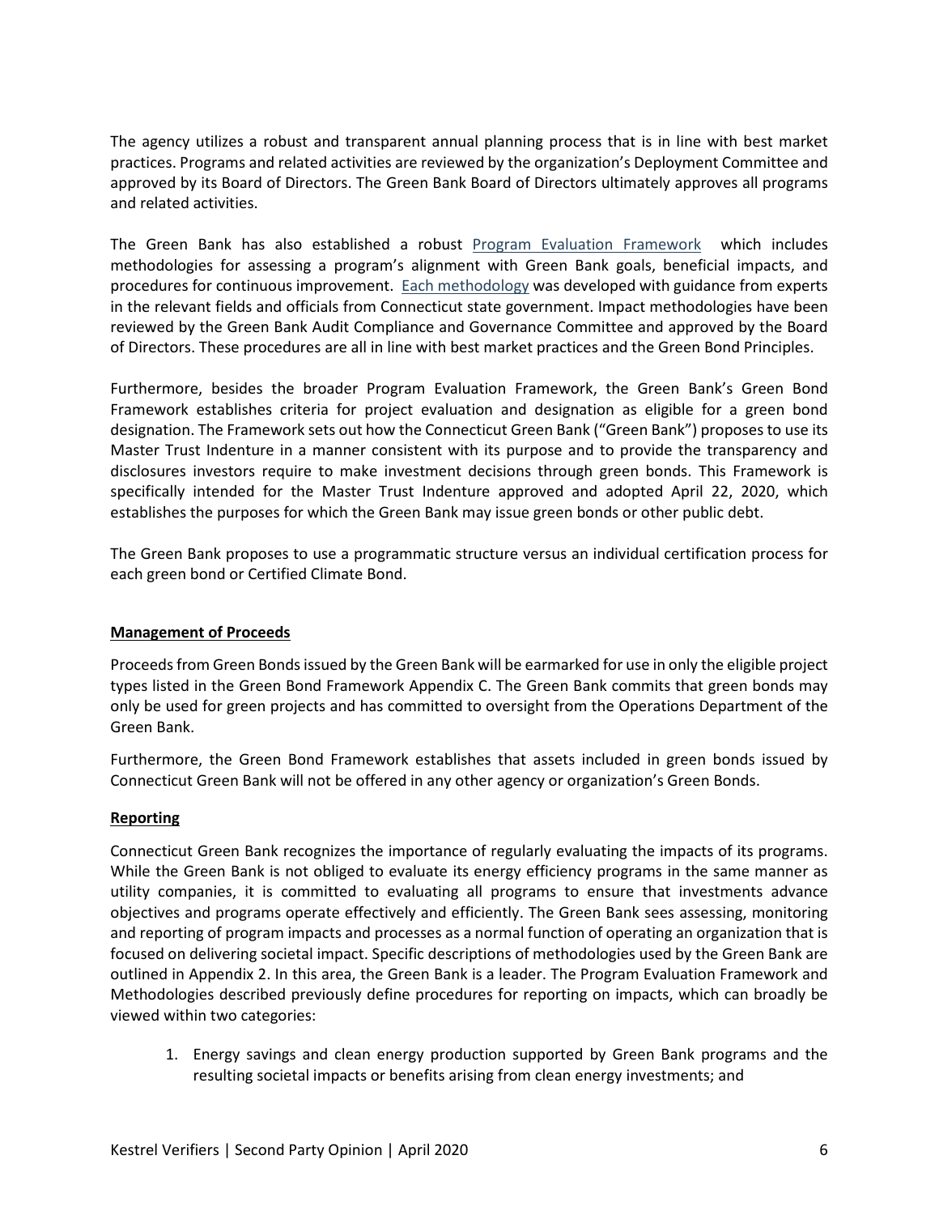The agency utilizes a robust and transparent annual planning process that is in line with best market practices. Programs and related activities are reviewed by the organization's Deployment Committee and approved by its Board of Directors. The Green Bank Board of Directors ultimately approves all programs and related activities.

The Green Bank has also established a robust Program Evaluation Framework which includes methodologies for assessing a program's alignment with Green Bank goals, beneficial impacts, and procedures for continuous improvement. Each methodology was developed with guidance from experts in the relevant fields and officials from Connecticut state government. Impact methodologies have been reviewed by the Green Bank Audit Compliance and Governance Committee and approved by the Board of Directors. These procedures are all in line with best market practices and the Green Bond Principles.

Furthermore, besides the broader Program Evaluation Framework, the Green Bank's Green Bond Framework establishes criteria for project evaluation and designation as eligible for a green bond designation. The Framework sets out how the Connecticut Green Bank ("Green Bank") proposes to use its Master Trust Indenture in a manner consistent with its purpose and to provide the transparency and disclosures investors require to make investment decisions through green bonds. This Framework is specifically intended for the Master Trust Indenture approved and adopted April 22, 2020, which establishes the purposes for which the Green Bank may issue green bonds or other public debt.

The Green Bank proposes to use a programmatic structure versus an individual certification process for each green bond or Certified Climate Bond.

## Management of Proceeds

Proceeds from Green Bonds issued by the Green Bank will be earmarked for use in only the eligible project types listed in the Green Bond Framework Appendix C. The Green Bank commits that green bonds may only be used for green projects and has committed to oversight from the Operations Department of the Green Bank.

Furthermore, the Green Bond Framework establishes that assets included in green bonds issued by Connecticut Green Bank will not be offered in any other agency or organization's Green Bonds.

## Reporting

Connecticut Green Bank recognizes the importance of regularly evaluating the impacts of its programs. While the Green Bank is not obliged to evaluate its energy efficiency programs in the same manner as utility companies, it is committed to evaluating all programs to ensure that investments advance objectives and programs operate effectively and efficiently. The Green Bank sees assessing, monitoring and reporting of program impacts and processes as a normal function of operating an organization that is focused on delivering societal impact. Specific descriptions of methodologies used by the Green Bank are outlined in Appendix 2. In this area, the Green Bank is a leader. The Program Evaluation Framework and Methodologies described previously define procedures for reporting on impacts, which can broadly be viewed within two categories:

1. Energy savings and clean energy production supported by Green Bank programs and the resulting societal impacts or benefits arising from clean energy investments; and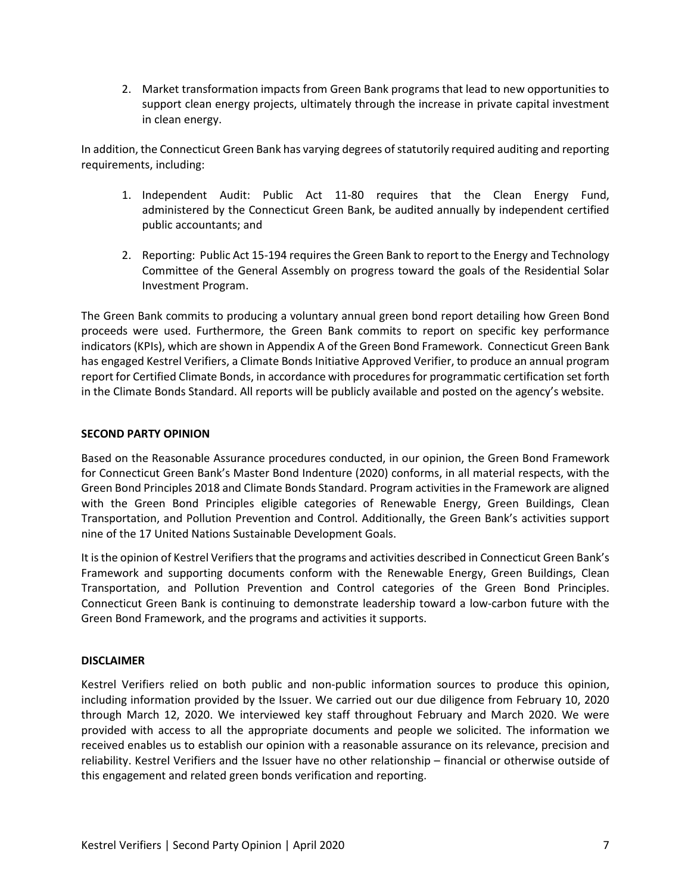2. Market transformation impacts from Green Bank programs that lead to new opportunities to support clean energy projects, ultimately through the increase in private capital investment in clean energy.

In addition, the Connecticut Green Bank has varying degrees of statutorily required auditing and reporting requirements, including:

1. Independent Audit: Public Act 11-80 requires that the Clean Energy Fund, administered by the Connecticut Green Bank, be audited annually by independent certified public accountants; and

2. Reporting: Public Act 15-194 requires the Green Bank to report to the Energy and Technology Committee of the General Assembly on progress toward the goals of the Residential Solar Investment Program.

The Green Bank commits to producing a voluntary annual green bond report detailing how Green Bond proceeds were used. Furthermore, the Green Bank commits to report on specific key performance indicators (KPIs), which are shown in Appendix A of the Green Bond Framework. Connecticut Green Bank has engaged Kestrel Verifiers, a Climate Bonds Initiative Approved Verifier, to produce an annual program report for Certified Climate Bonds, in accordance with procedures for programmatic certification set forth in the Climate Bonds Standard. All reports will be publicly available and posted on the agency's website.

**SECOND PARTY OPINION**

Based on the Reasonable Assurance procedures conducted, in our opinion, the Green Bond Framework for Connecticut Green Bank's Master Bond Indenture (2020) conforms, in all material respects, with the Green Bond Principles 2018 and Climate Bonds Standard. Program activities in the Framework are aligned with the Green Bond Principles eligible categories of Renewable Energy, Green Buildings, Clean Transportation, and Pollution Prevention and Control. Additionally, the Green Bank's activities support nine of the 17 United Nations Sustainable Development Goals.

It is the opinion of Kestrel Verifiers that the programs and activities described in Connecticut Green Bank's Framework and supporting documents conform with the Renewable Energy, Green Buildings, Clean Transportation, and Pollution Prevention and Control categories of the Green Bond Principles. Connecticut Green Bank is continuing to demonstrate leadership toward a low-carbon future with the Green Bond Framework, and the programs and activities it supports.

**DISCLAIMER**

Kestrel Verifiers relied on both public and non-public information sources to produce this opinion, including information provided by the Issuer. We carried out our due diligence from February 10, 2020 through March 12, 2020. We interviewed key staff throughout February and March 2020. We were provided with access to all the appropriate documents and people we solicited. The information we received enables us to establish our opinion with a reasonable assurance on its relevance, precision and reliability. Kestrel Verifiers and the Issuer have no other relationship – financial or otherwise outside of this engagement and related green bonds verification and reporting.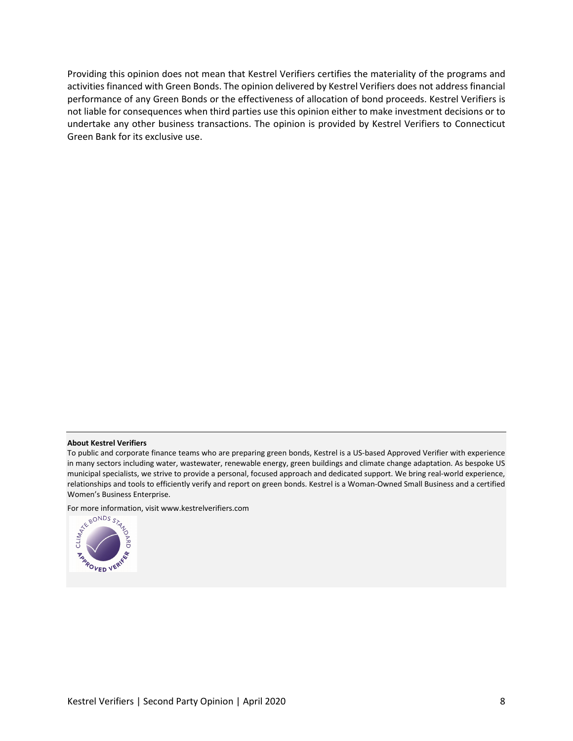Providing this opinion does not mean that Kestrel Verifiers certifies the materiality of the programs and activities financed with Green Bonds. The opinion delivered by Kestrel Verifiers does not address financial performance of any Green Bonds or the effectiveness of allocation of bond proceeds. Kestrel Verifiers is not liable for consequences when third parties use this opinion either to make investment decisions or to undertake any other business transactions. The opinion is provided by Kestrel Verifiers to Connecticut Green Bank for its exclusive use.

**About Kestrel Verifiers**

To public and corporate finance teams who are preparing green bonds, Kestrel is a US-based Approved Verifier with experience in many sectors including water, wastewater, renewable energy, green buildings and climate change adaptation. As bespoke US municipal specialists, we strive to provide a personal, focused approach and dedicated support. We bring real-world experience, relationships and tools to efficiently verify and report on green bonds. Kestrel is a Woman-Owned Small Business and a certified Women's Business Enterprise.

For more information, visit www.kestrelverifiers.com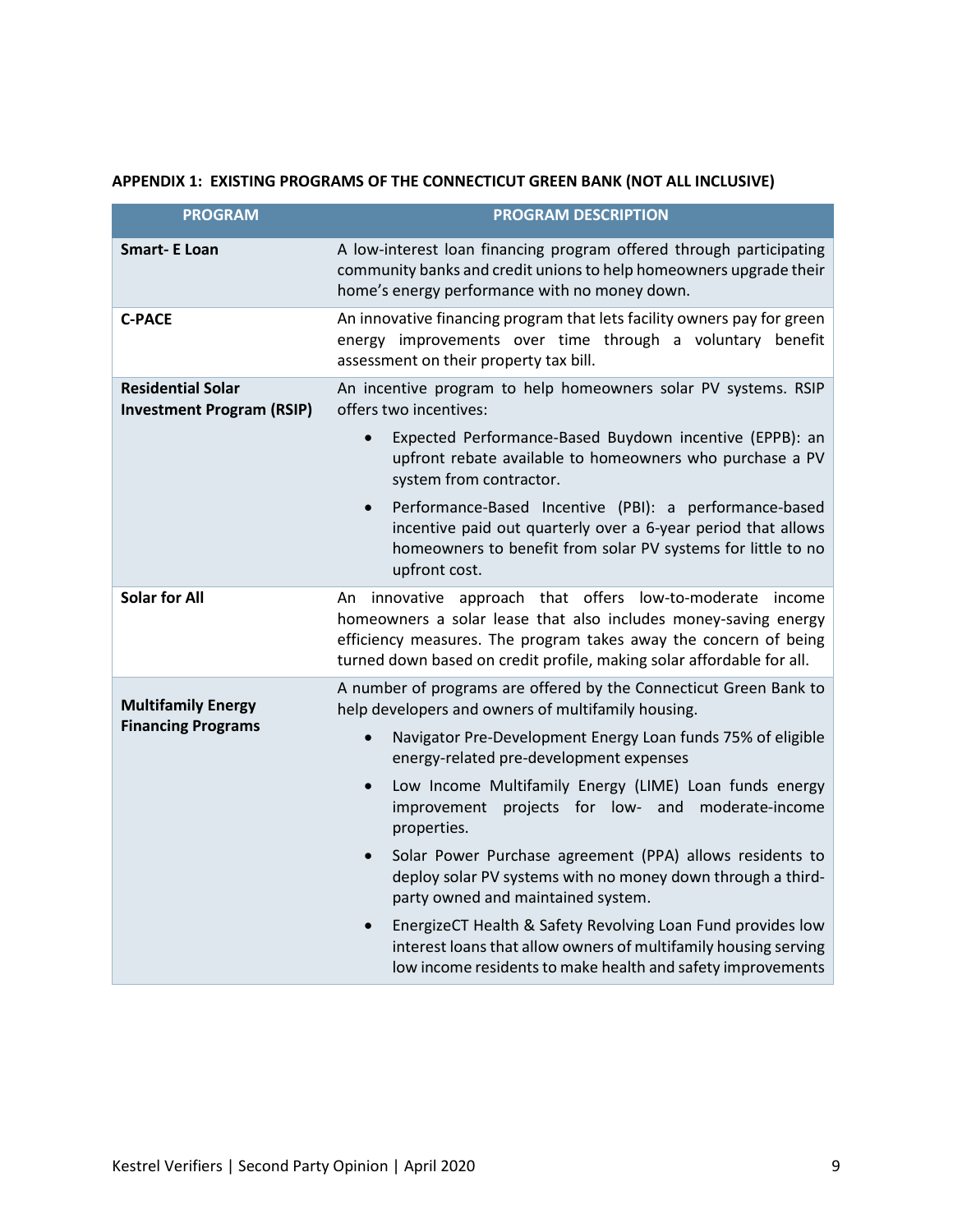**APPENDIX 1: EXISTING PROGRAMS OF THE CONNECTICUT GREEN BANK (NOT ALL INCLUSIVE)**

| PROGRAM | PROGRAM DESCRIPTION |
|---|---|
| **Smart- E Loan** | A low-interest loan financing program offered through participating community banks and credit unions to help homeowners upgrade their home's energy performance with no money down. |
| **C-PACE** | An innovative financing program that lets facility owners pay for green energy improvements over time through a voluntary benefit assessment on their property tax bill. |
| **Residential Solar Investment Program (RSIP)** | An incentive program to help homeowners solar PV systems. RSIP offers two incentives:<br>• Expected Performance-Based Buydown incentive (EPPB): an upfront rebate available to homeowners who purchase a PV system from contractor.<br>• Performance-Based Incentive (PBI): a performance-based incentive paid out quarterly over a 6-year period that allows homeowners to benefit from solar PV systems for little to no upfront cost. |
| **Solar for All** | An innovative approach that offers low-to-moderate income homeowners a solar lease that also includes money-saving energy efficiency measures. The program takes away the concern of being turned down based on credit profile, making solar affordable for all. |
| **Multifamily Energy Financing Programs** | A number of programs are offered by the Connecticut Green Bank to help developers and owners of multifamily housing.<br>• Navigator Pre-Development Energy Loan funds 75% of eligible energy-related pre-development expenses<br>• Low Income Multifamily Energy (LIME) Loan funds energy improvement projects for low- and moderate-income properties.<br>• Solar Power Purchase agreement (PPA) allows residents to deploy solar PV systems with no money down through a third-party owned and maintained system.<br>• EnergizeCT Health & Safety Revolving Loan Fund provides low interest loans that allow owners of multifamily housing serving low income residents to make health and safety improvements |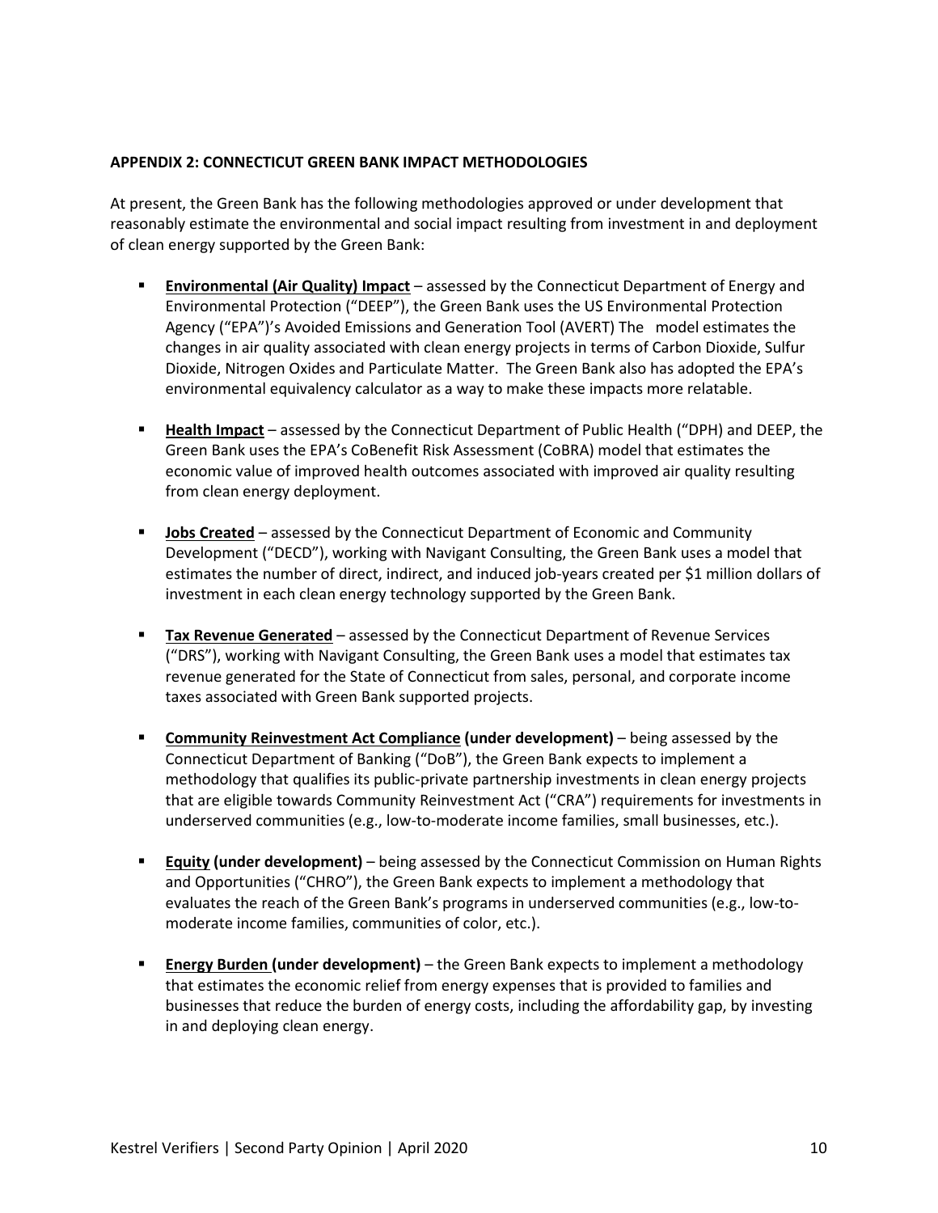**APPENDIX 2: CONNECTICUT GREEN BANK IMPACT METHODOLOGIES**

At present, the Green Bank has the following methodologies approved or under development that reasonably estimate the environmental and social impact resulting from investment in and deployment of clean energy supported by the Green Bank:

- **Environmental (Air Quality) Impact** – assessed by the Connecticut Department of Energy and Environmental Protection ("DEEP"), the Green Bank uses the US Environmental Protection Agency ("EPA")'s Avoided Emissions and Generation Tool (AVERT) The model estimates the changes in air quality associated with clean energy projects in terms of Carbon Dioxide, Sulfur Dioxide, Nitrogen Oxides and Particulate Matter. The Green Bank also has adopted the EPA's environmental equivalency calculator as a way to make these impacts more relatable.

- **Health Impact** – assessed by the Connecticut Department of Public Health ("DPH) and DEEP, the Green Bank uses the EPA's CoBenefit Risk Assessment (CoBRA) model that estimates the economic value of improved health outcomes associated with improved air quality resulting from clean energy deployment.

- **Jobs Created** – assessed by the Connecticut Department of Economic and Community Development ("DECD"), working with Navigant Consulting, the Green Bank uses a model that estimates the number of direct, indirect, and induced job-years created per $1 million dollars of investment in each clean energy technology supported by the Green Bank.

- **Tax Revenue Generated** – assessed by the Connecticut Department of Revenue Services ("DRS"), working with Navigant Consulting, the Green Bank uses a model that estimates tax revenue generated for the State of Connecticut from sales, personal, and corporate income taxes associated with Green Bank supported projects.

- **Community Reinvestment Act Compliance (under development)** – being assessed by the Connecticut Department of Banking ("DoB"), the Green Bank expects to implement a methodology that qualifies its public-private partnership investments in clean energy projects that are eligible towards Community Reinvestment Act ("CRA") requirements for investments in underserved communities (e.g., low-to-moderate income families, small businesses, etc.).

- **Equity (under development)** – being assessed by the Connecticut Commission on Human Rights and Opportunities ("CHRO"), the Green Bank expects to implement a methodology that evaluates the reach of the Green Bank's programs in underserved communities (e.g., low-to-moderate income families, communities of color, etc.).

- **Energy Burden (under development)** – the Green Bank expects to implement a methodology that estimates the economic relief from energy expenses that is provided to families and businesses that reduce the burden of energy costs, including the affordability gap, by investing in and deploying clean energy.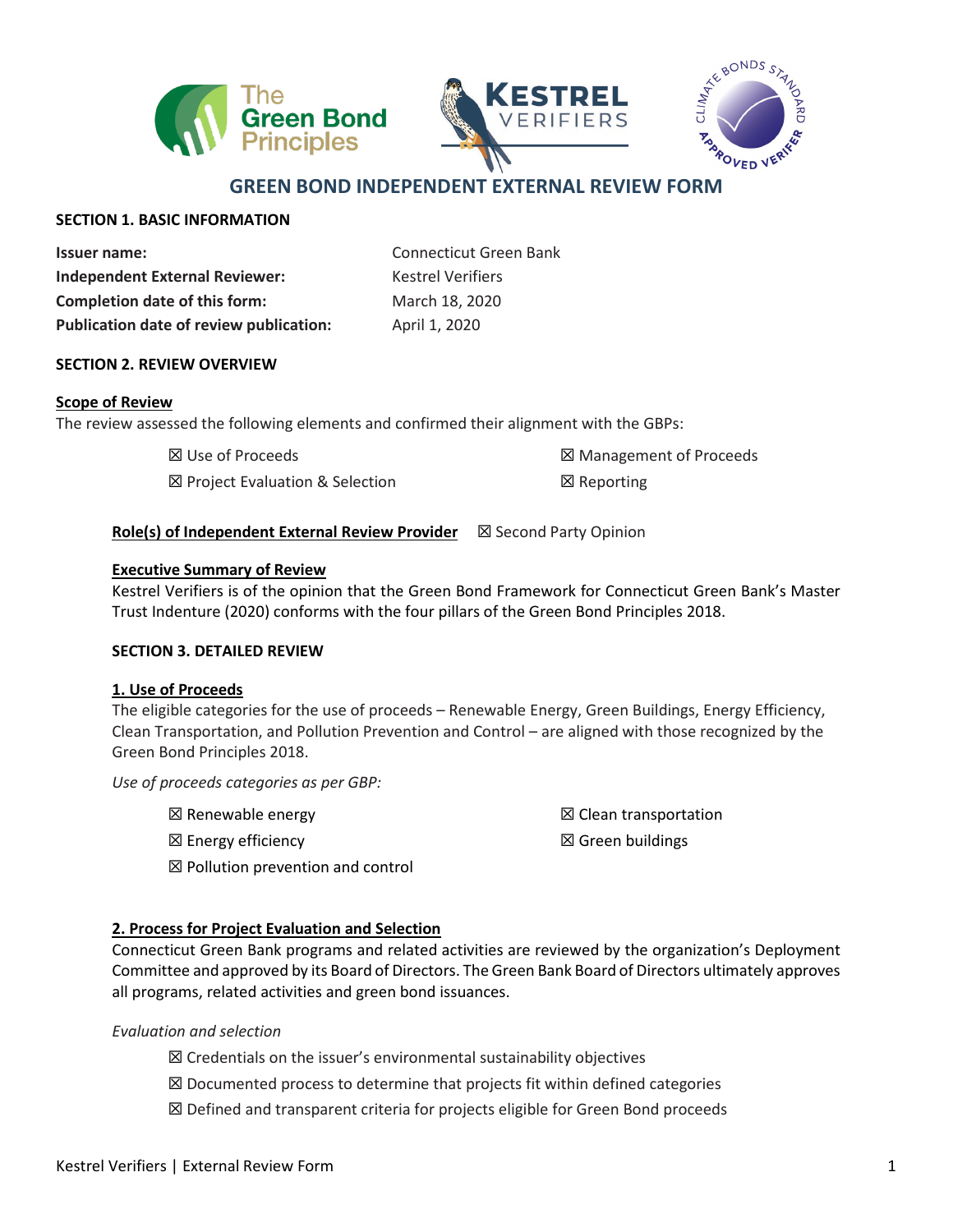# GREEN BOND INDEPENDENT EXTERNAL REVIEW FORM

## SECTION 1. BASIC INFORMATION

| | |
|---|---|
| **Issuer name:** | Connecticut Green Bank |
| **Independent External Reviewer:** | Kestrel Verifiers |
| **Completion date of this form:** | March 18, 2020 |
| **Publication date of review publication:** | April 1, 2020 |

## SECTION 2. REVIEW OVERVIEW

**Scope of Review**

The review assessed the following elements and confirmed their alignment with the GBPs:

- ☒ Use of Proceeds
- ☒ Management of Proceeds
- ☒ Project Evaluation & Selection
- ☒ Reporting

**Role(s) of Independent External Review Provider** ☒ Second Party Opinion

**Executive Summary of Review**

Kestrel Verifiers is of the opinion that the Green Bond Framework for Connecticut Green Bank's Master Trust Indenture (2020) conforms with the four pillars of the Green Bond Principles 2018.

## SECTION 3. DETAILED REVIEW

### 1. Use of Proceeds

The eligible categories for the use of proceeds – Renewable Energy, Green Buildings, Energy Efficiency, Clean Transportation, and Pollution Prevention and Control – are aligned with those recognized by the Green Bond Principles 2018.

*Use of proceeds categories as per GBP:*

- ☒ Renewable energy
- ☒ Clean transportation
- ☒ Energy efficiency
- ☒ Green buildings
- ☒ Pollution prevention and control

### 2. Process for Project Evaluation and Selection

Connecticut Green Bank programs and related activities are reviewed by the organization's Deployment Committee and approved by its Board of Directors. The Green Bank Board of Directors ultimately approves all programs, related activities and green bond issuances.

*Evaluation and selection*

- ☒ Credentials on the issuer's environmental sustainability objectives
- ☒ Documented process to determine that projects fit within defined categories
- ☒ Defined and transparent criteria for projects eligible for Green Bond proceeds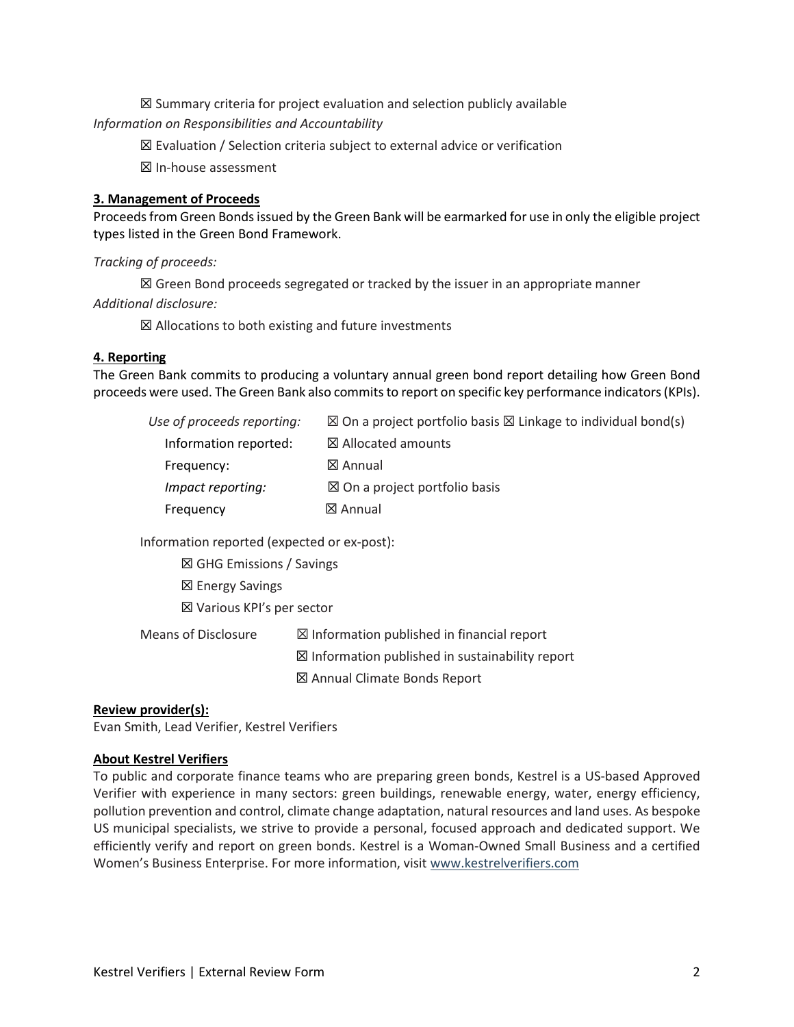☒ Summary criteria for project evaluation and selection publicly available

*Information on Responsibilities and Accountability*

☒ Evaluation / Selection criteria subject to external advice or verification

☒ In-house assessment

**3. Management of Proceeds**

Proceeds from Green Bonds issued by the Green Bank will be earmarked for use in only the eligible project types listed in the Green Bond Framework.

*Tracking of proceeds:*

☒ Green Bond proceeds segregated or tracked by the issuer in an appropriate manner

*Additional disclosure:*

☒ Allocations to both existing and future investments

**4. Reporting**

The Green Bank commits to producing a voluntary annual green bond report detailing how Green Bond proceeds were used. The Green Bank also commits to report on specific key performance indicators (KPIs).

| | |
|---|---|
| *Use of proceeds reporting:* | ☒ On a project portfolio basis ☒ Linkage to individual bond(s) |
| Information reported: | ☒ Allocated amounts |
| Frequency: | ☒ Annual |
| *Impact reporting:* | ☒ On a project portfolio basis |
| Frequency | ☒ Annual |

Information reported (expected or ex-post):

☒ GHG Emissions / Savings

☒ Energy Savings

☒ Various KPI's per sector

| | |
|---|---|
| Means of Disclosure | ☒ Information published in financial report |
| | ☒ Information published in sustainability report |
| | ☒ Annual Climate Bonds Report |

**Review provider(s):**

Evan Smith, Lead Verifier, Kestrel Verifiers

**About Kestrel Verifiers**

To public and corporate finance teams who are preparing green bonds, Kestrel is a US-based Approved Verifier with experience in many sectors: green buildings, renewable energy, water, energy efficiency, pollution prevention and control, climate change adaptation, natural resources and land uses. As bespoke US municipal specialists, we strive to provide a personal, focused approach and dedicated support. We efficiently verify and report on green bonds. Kestrel is a Woman-Owned Small Business and a certified Women's Business Enterprise. For more information, visit [www.kestrelverifiers.com](http://www.kestrelverifiers.com)